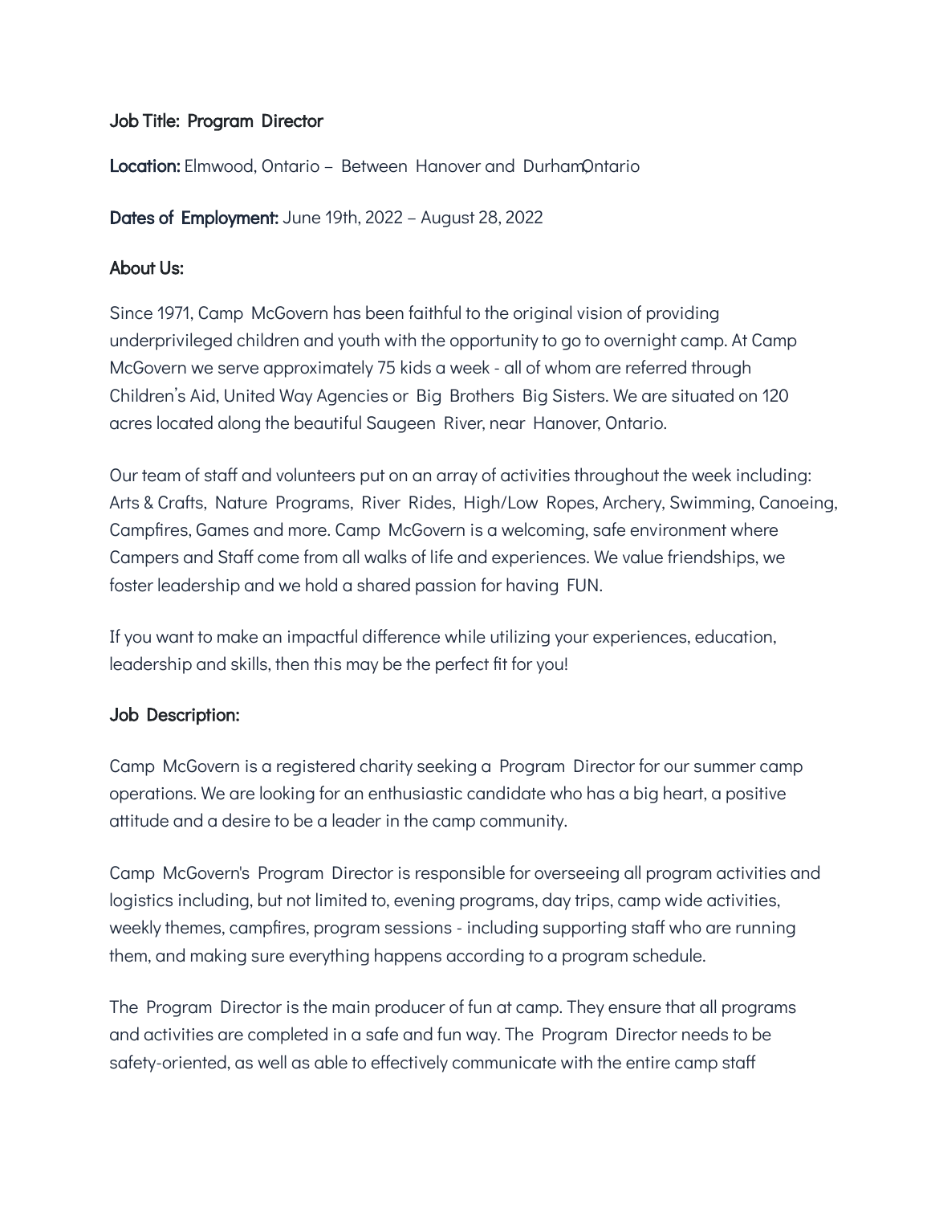**Job Title:** Program Director

**Location:** Elmwood, Ontario – Between Hanover and Durham, Ontario

**Dates of Employment:** June 19th, 2022 – August 28, 2022

**About Us:**

Since 1971, Camp McGovern has been faithful to the original vision of providing underprivileged children and youth with the opportunity to go to overnight camp. At Camp McGovern we serve approximately 75 kids a week - all of whom are referred through Children's Aid, United Way Agencies or Big Brothers Big Sisters. We are situated on 120 acres located along the beautiful Saugeen River, near Hanover, Ontario.

Our team of staff and volunteers put on an array of activities throughout the week including: Arts & Crafts, Nature Programs, River Rides, High/Low Ropes, Archery, Swimming, Canoeing, Campfires, Games and more. Camp McGovern is a welcoming, safe environment where Campers and Staff come from all walks of life and experiences. We value friendships, we foster leadership and we hold a shared passion for having FUN.

If you want to make an impactful difference while utilizing your experiences, education, leadership and skills, then this may be the perfect fit for you!

**Job Description:**

Camp McGovern is a registered charity seeking a Program Director for our summer camp operations. We are looking for an enthusiastic candidate who has a big heart, a positive attitude and a desire to be a leader in the camp community.

Camp McGovern's Program Director is responsible for overseeing all program activities and logistics including, but not limited to, evening programs, day trips, camp wide activities, weekly themes, campfires, program sessions - including supporting staff who are running them, and making sure everything happens according to a program schedule.

The Program Director is the main producer of fun at camp. They ensure that all programs and activities are completed in a safe and fun way. The Program Director needs to be safety-oriented, as well as able to effectively communicate with the entire camp staff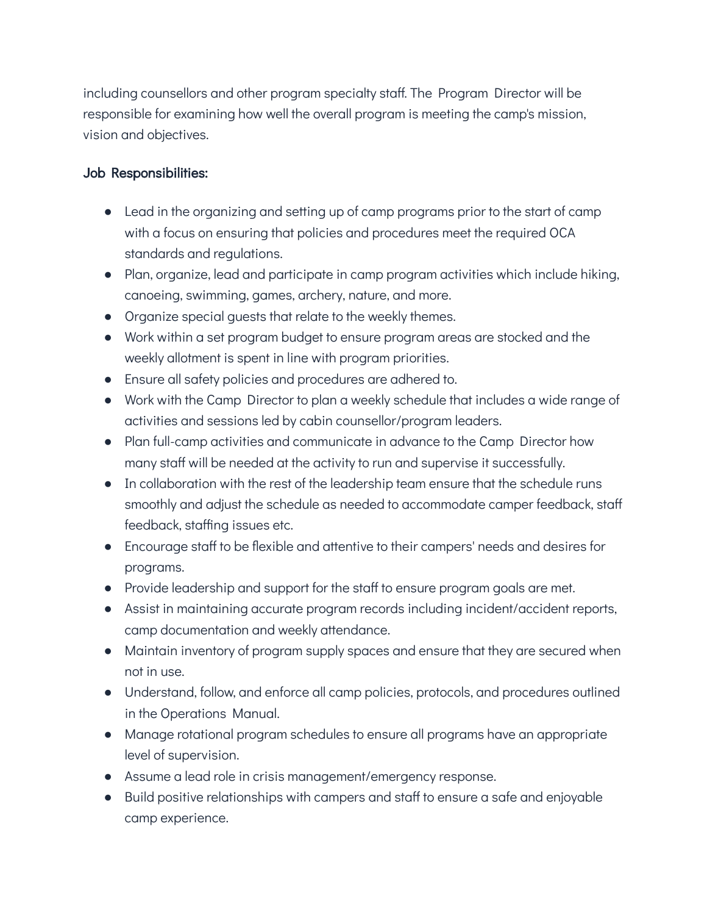including counsellors and other program specialty staff. The Program Director will be responsible for examining how well the overall program is meeting the camp's mission, vision and objectives.

### Job Responsibilities:

- Lead in the organizing and setting up of camp programs prior to the start of camp with a focus on ensuring that policies and procedures meet the required OCA standards and regulations.
- Plan, organize, lead and participate in camp program activities which include hiking, canoeing, swimming, games, archery, nature, and more.
- Organize special guests that relate to the weekly themes.
- Work within a set program budget to ensure program areas are stocked and the weekly allotment is spent in line with program priorities.
- Ensure all safety policies and procedures are adhered to.
- Work with the Camp Director to plan a weekly schedule that includes a wide range of activities and sessions led by cabin counsellor/program leaders.
- Plan full-camp activities and communicate in advance to the Camp Director how many staff will be needed at the activity to run and supervise it successfully.
- In collaboration with the rest of the leadership team ensure that the schedule runs smoothly and adjust the schedule as needed to accommodate camper feedback, staff feedback, staffing issues etc.
- Encourage staff to be flexible and attentive to their campers' needs and desires for programs.
- Provide leadership and support for the staff to ensure program goals are met.
- Assist in maintaining accurate program records including incident/accident reports, camp documentation and weekly attendance.
- Maintain inventory of program supply spaces and ensure that they are secured when not in use.
- Understand, follow, and enforce all camp policies, protocols, and procedures outlined in the Operations Manual.
- Manage rotational program schedules to ensure all programs have an appropriate level of supervision.
- Assume a lead role in crisis management/emergency response.
- Build positive relationships with campers and staff to ensure a safe and enjoyable camp experience.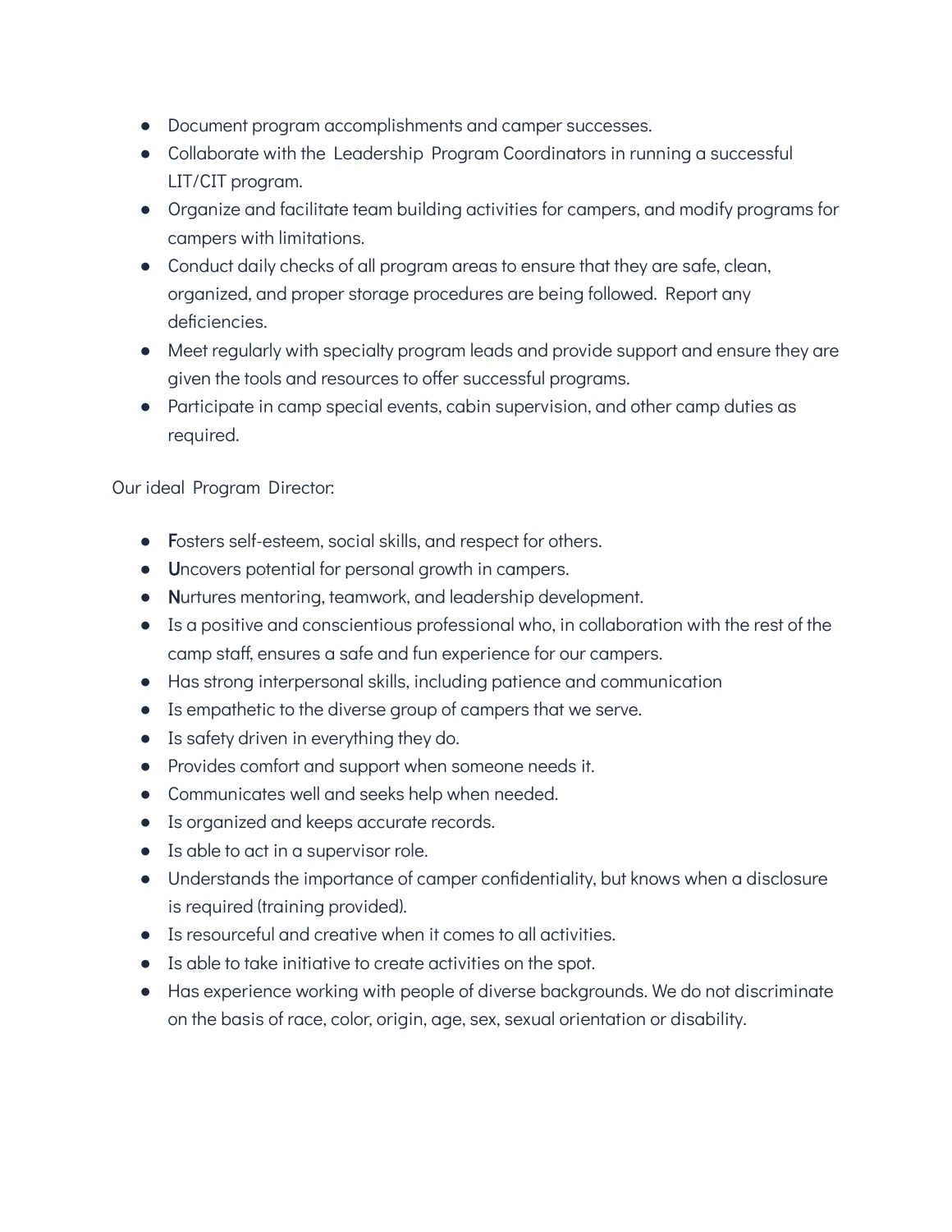- Document program accomplishments and camper successes.
- Collaborate with the Leadership Program Coordinators in running a successful LIT/CIT program.
- Organize and facilitate team building activities for campers, and modify programs for campers with limitations.
- Conduct daily checks of all program areas to ensure that they are safe, clean, organized, and proper storage procedures are being followed. Report any deficiencies.
- Meet regularly with specialty program leads and provide support and ensure they are given the tools and resources to offer successful programs.
- Participate in camp special events, cabin supervision, and other camp duties as required.

Our ideal Program Director:

- **F**osters self-esteem, social skills, and respect for others.
- **U**ncovers potential for personal growth in campers.
- **N**urtures mentoring, teamwork, and leadership development.
- Is a positive and conscientious professional who, in collaboration with the rest of the camp staff, ensures a safe and fun experience for our campers.
- Has strong interpersonal skills, including patience and communication
- Is empathetic to the diverse group of campers that we serve.
- Is safety driven in everything they do.
- Provides comfort and support when someone needs it.
- Communicates well and seeks help when needed.
- Is organized and keeps accurate records.
- Is able to act in a supervisor role.
- Understands the importance of camper confidentiality, but knows when a disclosure is required (training provided).
- Is resourceful and creative when it comes to all activities.
- Is able to take initiative to create activities on the spot.
- Has experience working with people of diverse backgrounds. We do not discriminate on the basis of race, color, origin, age, sex, sexual orientation or disability.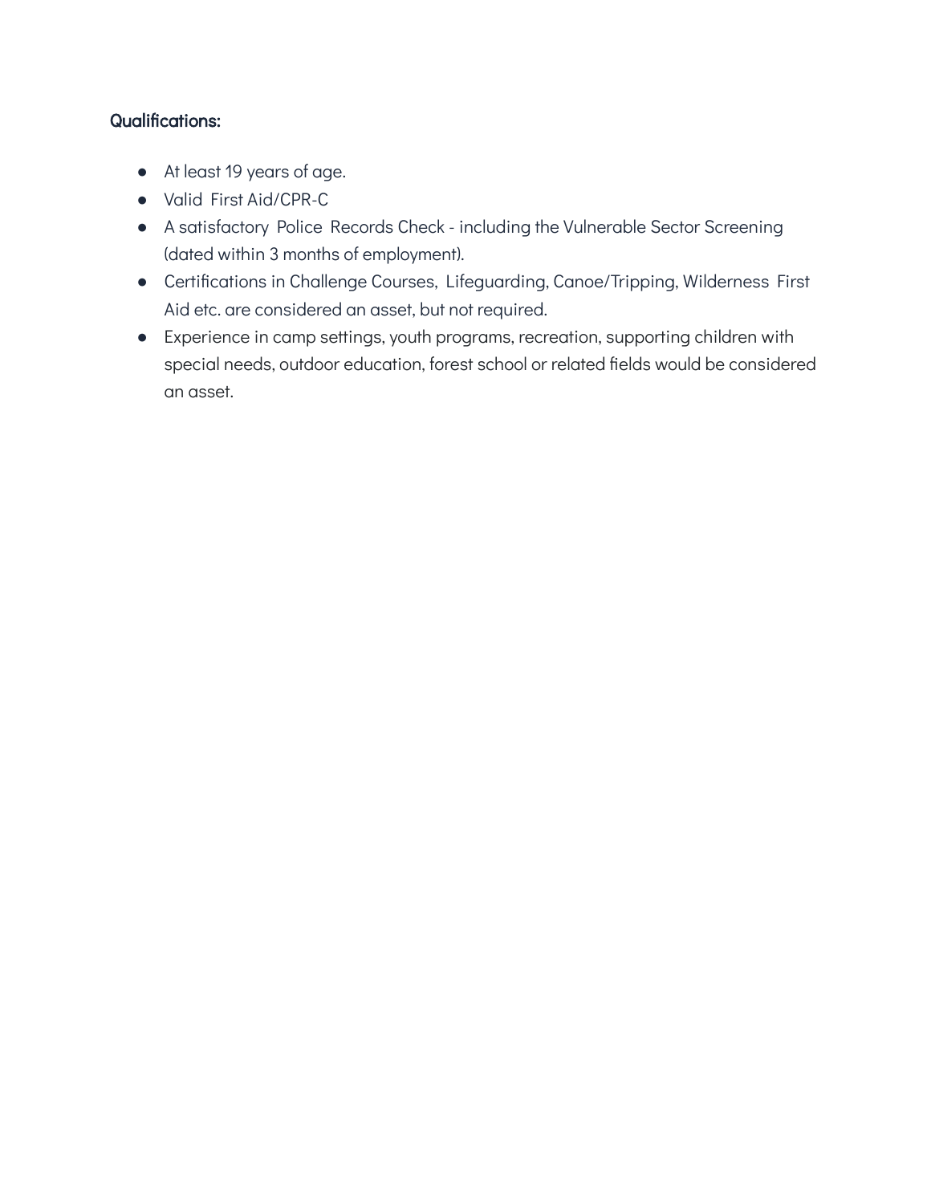**Qualifications:**

- At least 19 years of age.
- Valid First Aid/CPR-C
- A satisfactory Police Records Check - including the Vulnerable Sector Screening (dated within 3 months of employment).
- Certifications in Challenge Courses, Lifeguarding, Canoe/Tripping, Wilderness First Aid etc. are considered an asset, but not required.
- Experience in camp settings, youth programs, recreation, supporting children with special needs, outdoor education, forest school or related fields would be considered an asset.